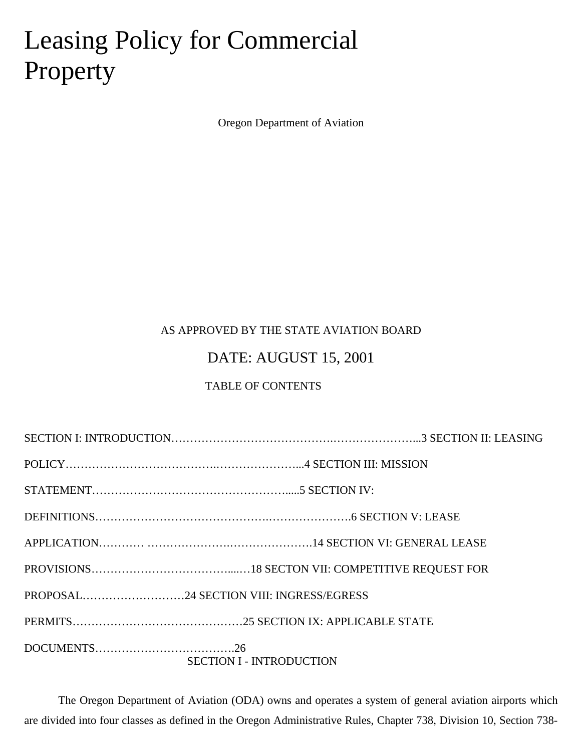# Leasing Policy for Commercial Property

Oregon Department of Aviation

AS APPROVED BY THE STATE AVIATION BOARD

DATE: AUGUST 15, 2001

TABLE OF CONTENTS

SECTION I: INTRODUCTION……………………………………….…………………...3
SECTION II: LEASING POLICY………………………………….…………………...4
SECTION III: MISSION STATEMENT…………………………………………….....5
SECTION IV: DEFINITIONS………………………………………….………………….6
SECTION V: LEASE APPLICATION………… …………………….………………….14
SECTION VI: GENERAL LEASE PROVISIONS……………………………….....…18
SECTON VII: COMPETITIVE REQUEST FOR PROPOSAL………………………24
SECTION VIII: INGRESS/EGRESS PERMITS………………………………………25
SECTION IX: APPLICABLE STATE DOCUMENTS……………………………….26

## SECTION I - INTRODUCTION

The Oregon Department of Aviation (ODA) owns and operates a system of general aviation airports which are divided into four classes as defined in the Oregon Administrative Rules, Chapter 738, Division 10, Section 738-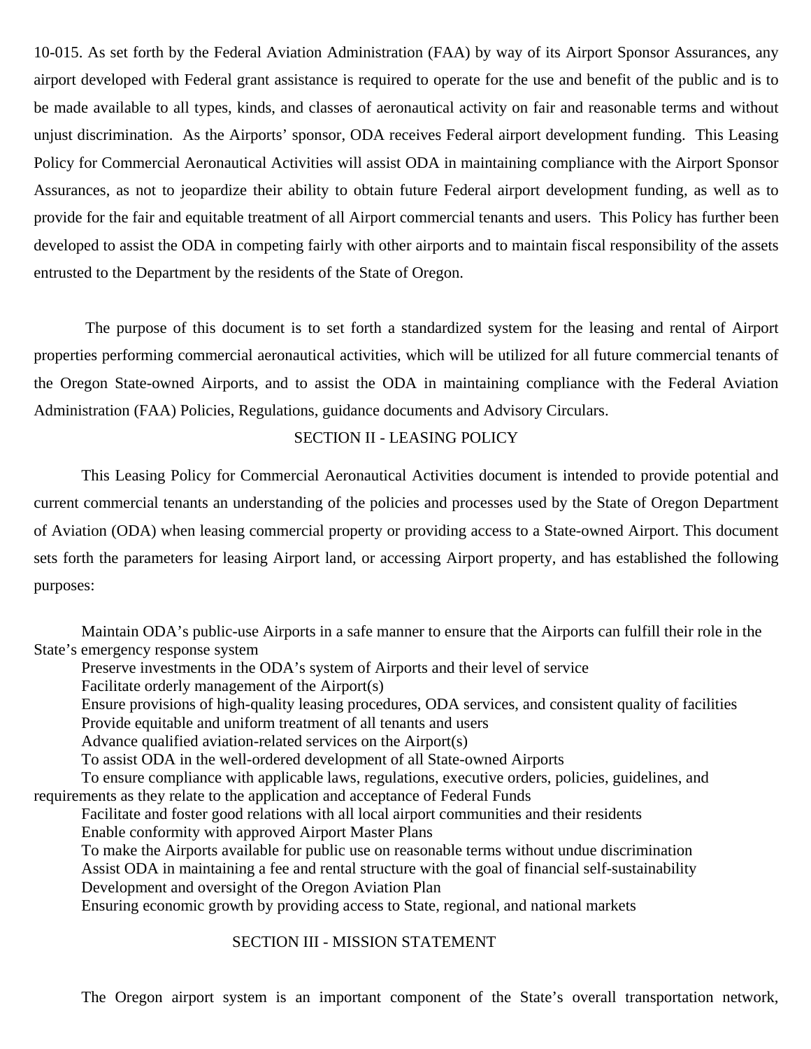10-015. As set forth by the Federal Aviation Administration (FAA) by way of its Airport Sponsor Assurances, any airport developed with Federal grant assistance is required to operate for the use and benefit of the public and is to be made available to all types, kinds, and classes of aeronautical activity on fair and reasonable terms and without unjust discrimination. As the Airports' sponsor, ODA receives Federal airport development funding. This Leasing Policy for Commercial Aeronautical Activities will assist ODA in maintaining compliance with the Airport Sponsor Assurances, as not to jeopardize their ability to obtain future Federal airport development funding, as well as to provide for the fair and equitable treatment of all Airport commercial tenants and users. This Policy has further been developed to assist the ODA in competing fairly with other airports and to maintain fiscal responsibility of the assets entrusted to the Department by the residents of the State of Oregon.

The purpose of this document is to set forth a standardized system for the leasing and rental of Airport properties performing commercial aeronautical activities, which will be utilized for all future commercial tenants of the Oregon State-owned Airports, and to assist the ODA in maintaining compliance with the Federal Aviation Administration (FAA) Policies, Regulations, guidance documents and Advisory Circulars.

## SECTION II - LEASING POLICY

This Leasing Policy for Commercial Aeronautical Activities document is intended to provide potential and current commercial tenants an understanding of the policies and processes used by the State of Oregon Department of Aviation (ODA) when leasing commercial property or providing access to a State-owned Airport. This document sets forth the parameters for leasing Airport land, or accessing Airport property, and has established the following purposes:

- Maintain ODA's public-use Airports in a safe manner to ensure that the Airports can fulfill their role in the State's emergency response system
- Preserve investments in the ODA's system of Airports and their level of service
- Facilitate orderly management of the Airport(s)
- Ensure provisions of high-quality leasing procedures, ODA services, and consistent quality of facilities
- Provide equitable and uniform treatment of all tenants and users
- Advance qualified aviation-related services on the Airport(s)
- To assist ODA in the well-ordered development of all State-owned Airports
- To ensure compliance with applicable laws, regulations, executive orders, policies, guidelines, and requirements as they relate to the application and acceptance of Federal Funds
- Facilitate and foster good relations with all local airport communities and their residents
- Enable conformity with approved Airport Master Plans
- To make the Airports available for public use on reasonable terms without undue discrimination
- Assist ODA in maintaining a fee and rental structure with the goal of financial self-sustainability
- Development and oversight of the Oregon Aviation Plan
- Ensuring economic growth by providing access to State, regional, and national markets

## SECTION III - MISSION STATEMENT

The Oregon airport system is an important component of the State's overall transportation network,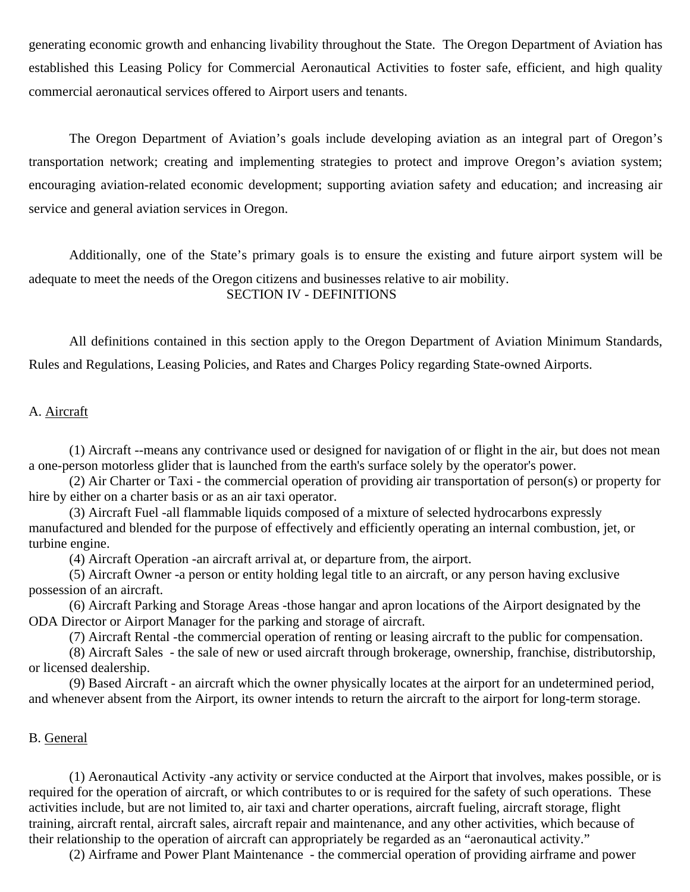generating economic growth and enhancing livability throughout the State. The Oregon Department of Aviation has established this Leasing Policy for Commercial Aeronautical Activities to foster safe, efficient, and high quality commercial aeronautical services offered to Airport users and tenants.

The Oregon Department of Aviation's goals include developing aviation as an integral part of Oregon's transportation network; creating and implementing strategies to protect and improve Oregon's aviation system; encouraging aviation-related economic development; supporting aviation safety and education; and increasing air service and general aviation services in Oregon.

Additionally, one of the State's primary goals is to ensure the existing and future airport system will be adequate to meet the needs of the Oregon citizens and businesses relative to air mobility.

## SECTION IV - DEFINITIONS

All definitions contained in this section apply to the Oregon Department of Aviation Minimum Standards, Rules and Regulations, Leasing Policies, and Rates and Charges Policy regarding State-owned Airports.

### A. Aircraft

(1) Aircraft --means any contrivance used or designed for navigation of or flight in the air, but does not mean a one-person motorless glider that is launched from the earth's surface solely by the operator's power.

(2) Air Charter or Taxi - the commercial operation of providing air transportation of person(s) or property for hire by either on a charter basis or as an air taxi operator.

(3) Aircraft Fuel -all flammable liquids composed of a mixture of selected hydrocarbons expressly manufactured and blended for the purpose of effectively and efficiently operating an internal combustion, jet, or turbine engine.

(4) Aircraft Operation -an aircraft arrival at, or departure from, the airport.

(5) Aircraft Owner -a person or entity holding legal title to an aircraft, or any person having exclusive possession of an aircraft.

(6) Aircraft Parking and Storage Areas -those hangar and apron locations of the Airport designated by the ODA Director or Airport Manager for the parking and storage of aircraft.

(7) Aircraft Rental -the commercial operation of renting or leasing aircraft to the public for compensation.

(8) Aircraft Sales - the sale of new or used aircraft through brokerage, ownership, franchise, distributorship, or licensed dealership.

(9) Based Aircraft - an aircraft which the owner physically locates at the airport for an undetermined period, and whenever absent from the Airport, its owner intends to return the aircraft to the airport for long-term storage.

### B. General

(1) Aeronautical Activity -any activity or service conducted at the Airport that involves, makes possible, or is required for the operation of aircraft, or which contributes to or is required for the safety of such operations. These activities include, but are not limited to, air taxi and charter operations, aircraft fueling, aircraft storage, flight training, aircraft rental, aircraft sales, aircraft repair and maintenance, and any other activities, which because of their relationship to the operation of aircraft can appropriately be regarded as an "aeronautical activity."

(2) Airframe and Power Plant Maintenance - the commercial operation of providing airframe and power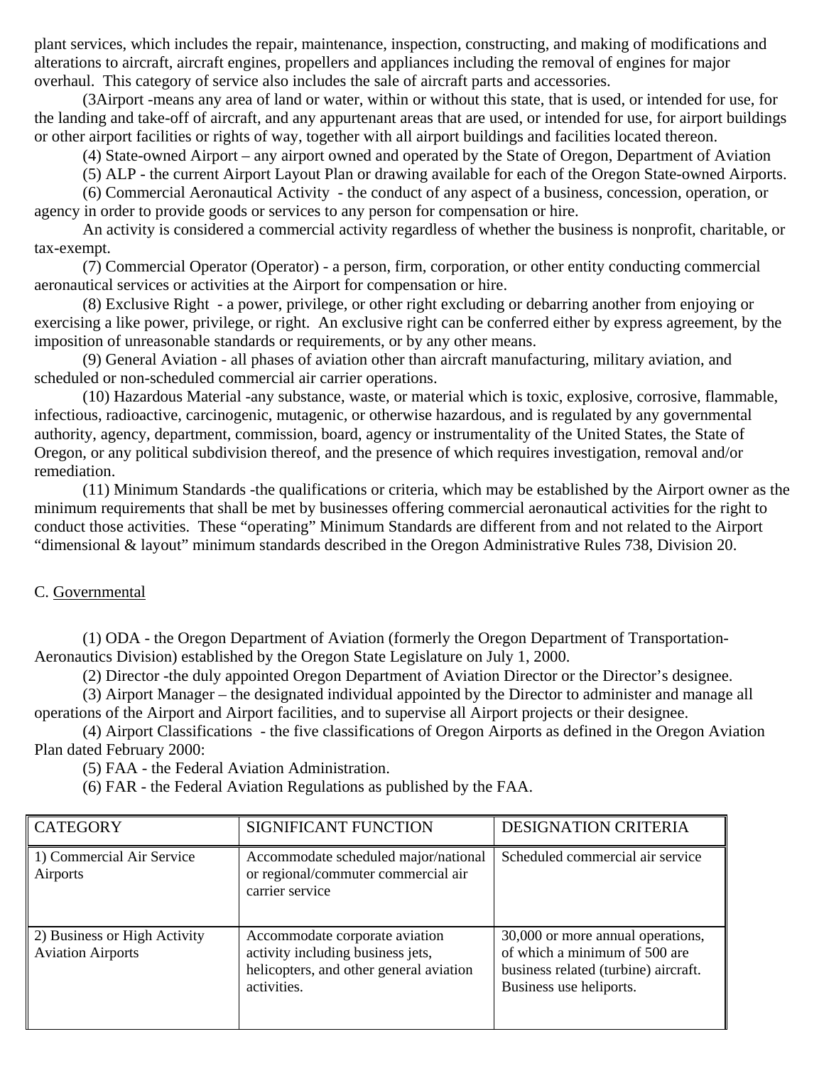plant services, which includes the repair, maintenance, inspection, constructing, and making of modifications and alterations to aircraft, aircraft engines, propellers and appliances including the removal of engines for major overhaul. This category of service also includes the sale of aircraft parts and accessories.

(3Airport -means any area of land or water, within or without this state, that is used, or intended for use, for the landing and take-off of aircraft, and any appurtenant areas that are used, or intended for use, for airport buildings or other airport facilities or rights of way, together with all airport buildings and facilities located thereon.

(4) State-owned Airport – any airport owned and operated by the State of Oregon, Department of Aviation

(5) ALP - the current Airport Layout Plan or drawing available for each of the Oregon State-owned Airports.

(6) Commercial Aeronautical Activity - the conduct of any aspect of a business, concession, operation, or agency in order to provide goods or services to any person for compensation or hire.

An activity is considered a commercial activity regardless of whether the business is nonprofit, charitable, or tax-exempt.

(7) Commercial Operator (Operator) - a person, firm, corporation, or other entity conducting commercial aeronautical services or activities at the Airport for compensation or hire.

(8) Exclusive Right - a power, privilege, or other right excluding or debarring another from enjoying or exercising a like power, privilege, or right. An exclusive right can be conferred either by express agreement, by the imposition of unreasonable standards or requirements, or by any other means.

(9) General Aviation - all phases of aviation other than aircraft manufacturing, military aviation, and scheduled or non-scheduled commercial air carrier operations.

(10) Hazardous Material -any substance, waste, or material which is toxic, explosive, corrosive, flammable, infectious, radioactive, carcinogenic, mutagenic, or otherwise hazardous, and is regulated by any governmental authority, agency, department, commission, board, agency or instrumentality of the United States, the State of Oregon, or any political subdivision thereof, and the presence of which requires investigation, removal and/or remediation.

(11) Minimum Standards -the qualifications or criteria, which may be established by the Airport owner as the minimum requirements that shall be met by businesses offering commercial aeronautical activities for the right to conduct those activities. These "operating" Minimum Standards are different from and not related to the Airport "dimensional & layout" minimum standards described in the Oregon Administrative Rules 738, Division 20.

C. <u>Governmental</u>

(1) ODA - the Oregon Department of Aviation (formerly the Oregon Department of Transportation-Aeronautics Division) established by the Oregon State Legislature on July 1, 2000.

(2) Director -the duly appointed Oregon Department of Aviation Director or the Director's designee.

(3) Airport Manager – the designated individual appointed by the Director to administer and manage all operations of the Airport and Airport facilities, and to supervise all Airport projects or their designee.

(4) Airport Classifications - the five classifications of Oregon Airports as defined in the Oregon Aviation Plan dated February 2000:

(5) FAA - the Federal Aviation Administration.

(6) FAR - the Federal Aviation Regulations as published by the FAA.

| CATEGORY | SIGNIFICANT FUNCTION | DESIGNATION CRITERIA |
|---|---|---|
| 1) Commercial Air Service Airports | Accommodate scheduled major/national or regional/commuter commercial air carrier service | Scheduled commercial air service |
| 2) Business or High Activity Aviation Airports | Accommodate corporate aviation activity including business jets, helicopters, and other general aviation activities. | 30,000 or more annual operations, of which a minimum of 500 are business related (turbine) aircraft. Business use heliports. |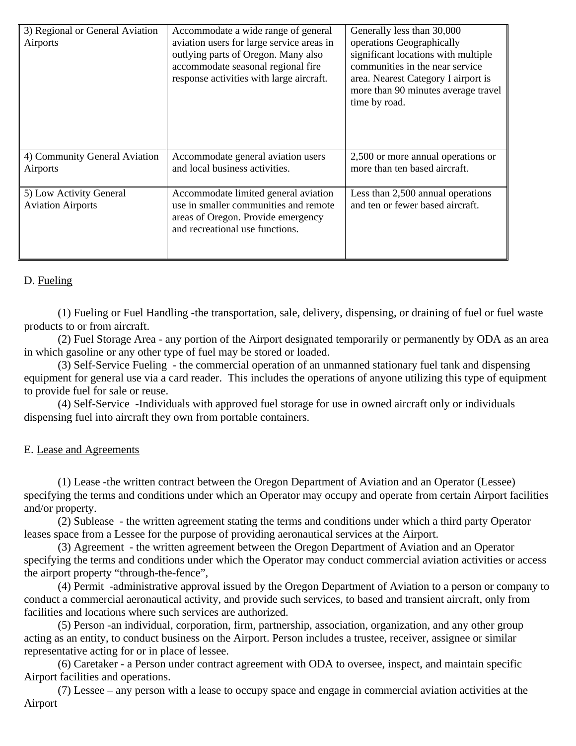| | | |
|---|---|---|
| 3) Regional or General Aviation Airports | Accommodate a wide range of general aviation users for large service areas in outlying parts of Oregon. Many also accommodate seasonal regional fire response activities with large aircraft. | Generally less than 30,000 operations Geographically significant locations with multiple communities in the near service area. Nearest Category I airport is more than 90 minutes average travel time by road. |
| 4) Community General Aviation Airports | Accommodate general aviation users and local business activities. | 2,500 or more annual operations or more than ten based aircraft. |
| 5) Low Activity General Aviation Airports | Accommodate limited general aviation use in smaller communities and remote areas of Oregon. Provide emergency and recreational use functions. | Less than 2,500 annual operations and ten or fewer based aircraft. |

D. Fueling

(1) Fueling or Fuel Handling -the transportation, sale, delivery, dispensing, or draining of fuel or fuel waste products to or from aircraft.
(2) Fuel Storage Area - any portion of the Airport designated temporarily or permanently by ODA as an area in which gasoline or any other type of fuel may be stored or loaded.
(3) Self-Service Fueling - the commercial operation of an unmanned stationary fuel tank and dispensing equipment for general use via a card reader. This includes the operations of anyone utilizing this type of equipment to provide fuel for sale or reuse.
(4) Self-Service -Individuals with approved fuel storage for use in owned aircraft only or individuals dispensing fuel into aircraft they own from portable containers.

E. Lease and Agreements

(1) Lease -the written contract between the Oregon Department of Aviation and an Operator (Lessee) specifying the terms and conditions under which an Operator may occupy and operate from certain Airport facilities and/or property.
(2) Sublease - the written agreement stating the terms and conditions under which a third party Operator leases space from a Lessee for the purpose of providing aeronautical services at the Airport.
(3) Agreement - the written agreement between the Oregon Department of Aviation and an Operator specifying the terms and conditions under which the Operator may conduct commercial aviation activities or access the airport property "through-the-fence",
(4) Permit -administrative approval issued by the Oregon Department of Aviation to a person or company to conduct a commercial aeronautical activity, and provide such services, to based and transient aircraft, only from facilities and locations where such services are authorized.
(5) Person -an individual, corporation, firm, partnership, association, organization, and any other group acting as an entity, to conduct business on the Airport. Person includes a trustee, receiver, assignee or similar representative acting for or in place of lessee.
(6) Caretaker - a Person under contract agreement with ODA to oversee, inspect, and maintain specific Airport facilities and operations.
(7) Lessee – any person with a lease to occupy space and engage in commercial aviation activities at the Airport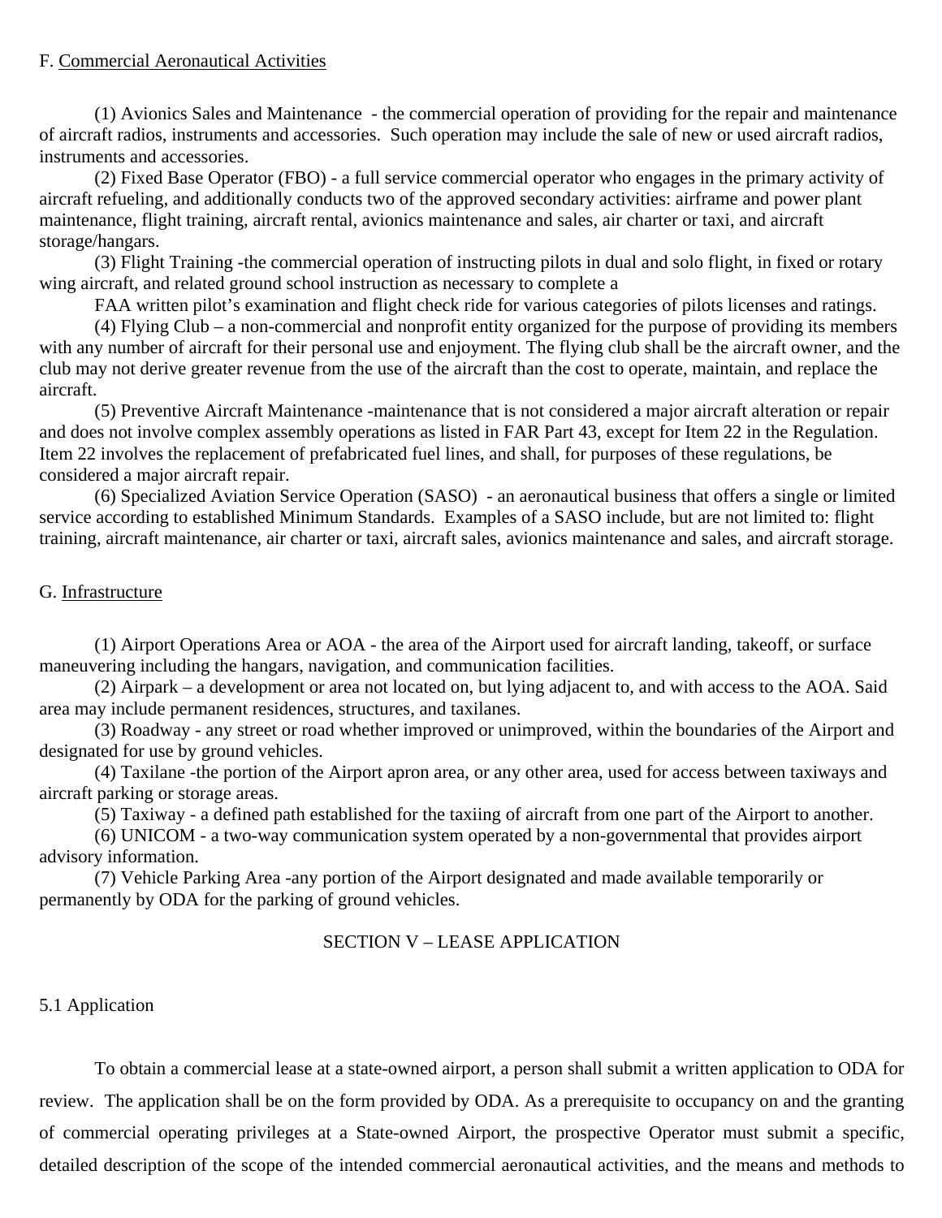F. <u>Commercial Aeronautical Activities</u>

(1) Avionics Sales and Maintenance - the commercial operation of providing for the repair and maintenance of aircraft radios, instruments and accessories. Such operation may include the sale of new or used aircraft radios, instruments and accessories.

(2) Fixed Base Operator (FBO) - a full service commercial operator who engages in the primary activity of aircraft refueling, and additionally conducts two of the approved secondary activities: airframe and power plant maintenance, flight training, aircraft rental, avionics maintenance and sales, air charter or taxi, and aircraft storage/hangars.

(3) Flight Training -the commercial operation of instructing pilots in dual and solo flight, in fixed or rotary wing aircraft, and related ground school instruction as necessary to complete a FAA written pilot's examination and flight check ride for various categories of pilots licenses and ratings.

(4) Flying Club – a non-commercial and nonprofit entity organized for the purpose of providing its members with any number of aircraft for their personal use and enjoyment. The flying club shall be the aircraft owner, and the club may not derive greater revenue from the use of the aircraft than the cost to operate, maintain, and replace the aircraft.

(5) Preventive Aircraft Maintenance -maintenance that is not considered a major aircraft alteration or repair and does not involve complex assembly operations as listed in FAR Part 43, except for Item 22 in the Regulation. Item 22 involves the replacement of prefabricated fuel lines, and shall, for purposes of these regulations, be considered a major aircraft repair.

(6) Specialized Aviation Service Operation (SASO) - an aeronautical business that offers a single or limited service according to established Minimum Standards. Examples of a SASO include, but are not limited to: flight training, aircraft maintenance, air charter or taxi, aircraft sales, avionics maintenance and sales, and aircraft storage.

G. <u>Infrastructure</u>

(1) Airport Operations Area or AOA - the area of the Airport used for aircraft landing, takeoff, or surface maneuvering including the hangars, navigation, and communication facilities.

(2) Airpark – a development or area not located on, but lying adjacent to, and with access to the AOA. Said area may include permanent residences, structures, and taxilanes.

(3) Roadway - any street or road whether improved or unimproved, within the boundaries of the Airport and designated for use by ground vehicles.

(4) Taxilane -the portion of the Airport apron area, or any other area, used for access between taxiways and aircraft parking or storage areas.

(5) Taxiway - a defined path established for the taxiing of aircraft from one part of the Airport to another.

(6) UNICOM - a two-way communication system operated by a non-governmental that provides airport advisory information.

(7) Vehicle Parking Area -any portion of the Airport designated and made available temporarily or permanently by ODA for the parking of ground vehicles.

## SECTION V – LEASE APPLICATION

### 5.1 Application

To obtain a commercial lease at a state-owned airport, a person shall submit a written application to ODA for review. The application shall be on the form provided by ODA. As a prerequisite to occupancy on and the granting of commercial operating privileges at a State-owned Airport, the prospective Operator must submit a specific, detailed description of the scope of the intended commercial aeronautical activities, and the means and methods to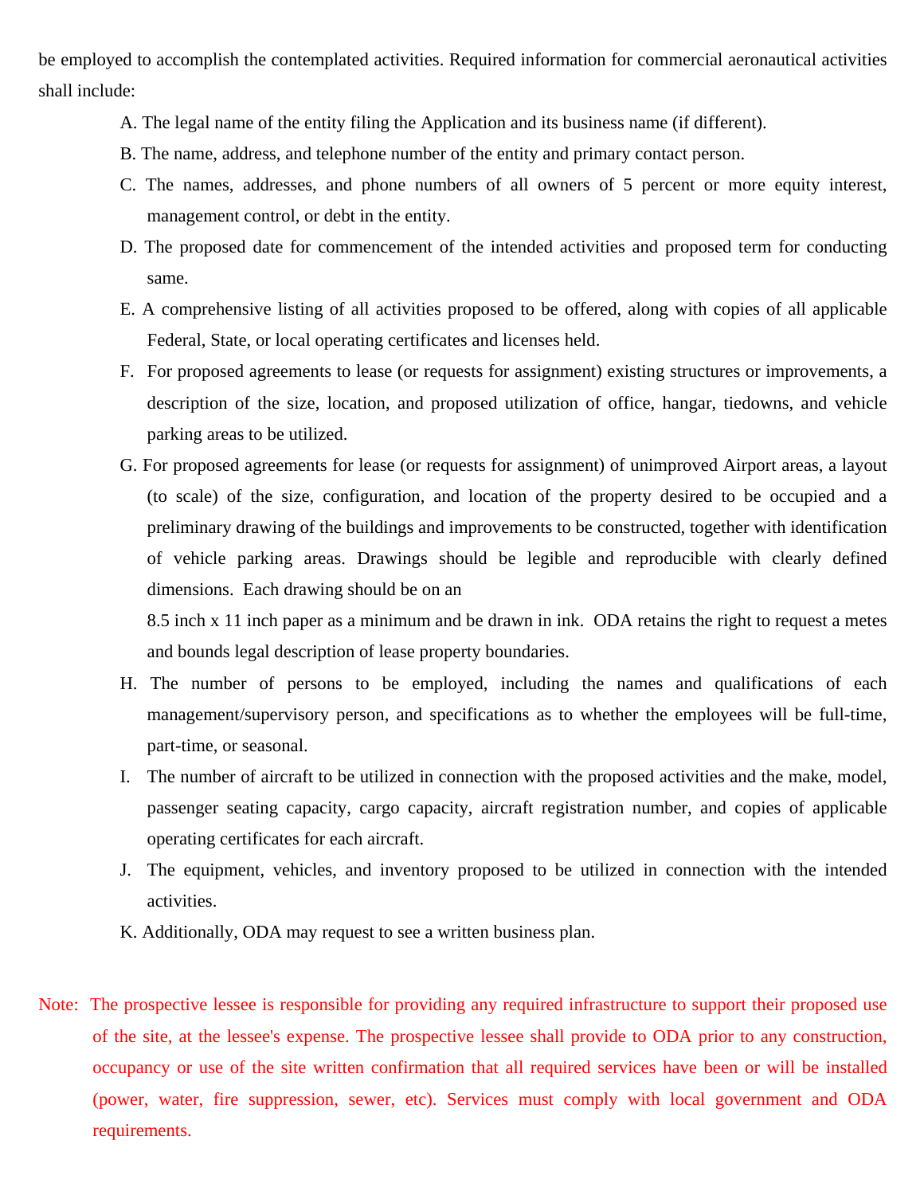be employed to accomplish the contemplated activities. Required information for commercial aeronautical activities shall include:

A. The legal name of the entity filing the Application and its business name (if different).

B. The name, address, and telephone number of the entity and primary contact person.

C. The names, addresses, and phone numbers of all owners of 5 percent or more equity interest, management control, or debt in the entity.

D. The proposed date for commencement of the intended activities and proposed term for conducting same.

E. A comprehensive listing of all activities proposed to be offered, along with copies of all applicable Federal, State, or local operating certificates and licenses held.

F. For proposed agreements to lease (or requests for assignment) existing structures or improvements, a description of the size, location, and proposed utilization of office, hangar, tiedowns, and vehicle parking areas to be utilized.

G. For proposed agreements for lease (or requests for assignment) of unimproved Airport areas, a layout (to scale) of the size, configuration, and location of the property desired to be occupied and a preliminary drawing of the buildings and improvements to be constructed, together with identification of vehicle parking areas. Drawings should be legible and reproducible with clearly defined dimensions. Each drawing should be on an 8.5 inch x 11 inch paper as a minimum and be drawn in ink. ODA retains the right to request a metes and bounds legal description of lease property boundaries.

H. The number of persons to be employed, including the names and qualifications of each management/supervisory person, and specifications as to whether the employees will be full-time, part-time, or seasonal.

I. The number of aircraft to be utilized in connection with the proposed activities and the make, model, passenger seating capacity, cargo capacity, aircraft registration number, and copies of applicable operating certificates for each aircraft.

J. The equipment, vehicles, and inventory proposed to be utilized in connection with the intended activities.

K. Additionally, ODA may request to see a written business plan.

Note: The prospective lessee is responsible for providing any required infrastructure to support their proposed use of the site, at the lessee's expense. The prospective lessee shall provide to ODA prior to any construction, occupancy or use of the site written confirmation that all required services have been or will be installed (power, water, fire suppression, sewer, etc). Services must comply with local government and ODA requirements.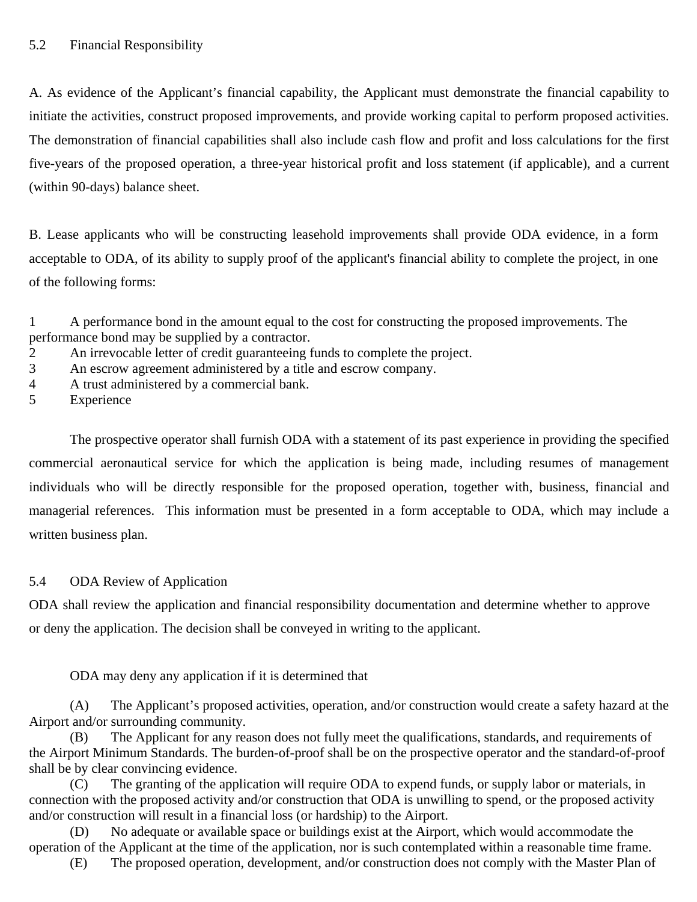## 5.2 Financial Responsibility

A. As evidence of the Applicant's financial capability, the Applicant must demonstrate the financial capability to initiate the activities, construct proposed improvements, and provide working capital to perform proposed activities. The demonstration of financial capabilities shall also include cash flow and profit and loss calculations for the first five-years of the proposed operation, a three-year historical profit and loss statement (if applicable), and a current (within 90-days) balance sheet.

B. Lease applicants who will be constructing leasehold improvements shall provide ODA evidence, in a form acceptable to ODA, of its ability to supply proof of the applicant's financial ability to complete the project, in one of the following forms:

1. A performance bond in the amount equal to the cost for constructing the proposed improvements. The performance bond may be supplied by a contractor.
2. An irrevocable letter of credit guaranteeing funds to complete the project.
3. An escrow agreement administered by a title and escrow company.
4. A trust administered by a commercial bank.
5. Experience

The prospective operator shall furnish ODA with a statement of its past experience in providing the specified commercial aeronautical service for which the application is being made, including resumes of management individuals who will be directly responsible for the proposed operation, together with, business, financial and managerial references. This information must be presented in a form acceptable to ODA, which may include a written business plan.

## 5.4 ODA Review of Application

ODA shall review the application and financial responsibility documentation and determine whether to approve or deny the application. The decision shall be conveyed in writing to the applicant.

ODA may deny any application if it is determined that

(A) The Applicant's proposed activities, operation, and/or construction would create a safety hazard at the Airport and/or surrounding community.

(B) The Applicant for any reason does not fully meet the qualifications, standards, and requirements of the Airport Minimum Standards. The burden-of-proof shall be on the prospective operator and the standard-of-proof shall be by clear convincing evidence.

(C) The granting of the application will require ODA to expend funds, or supply labor or materials, in connection with the proposed activity and/or construction that ODA is unwilling to spend, or the proposed activity and/or construction will result in a financial loss (or hardship) to the Airport.

(D) No adequate or available space or buildings exist at the Airport, which would accommodate the operation of the Applicant at the time of the application, nor is such contemplated within a reasonable time frame.

(E) The proposed operation, development, and/or construction does not comply with the Master Plan of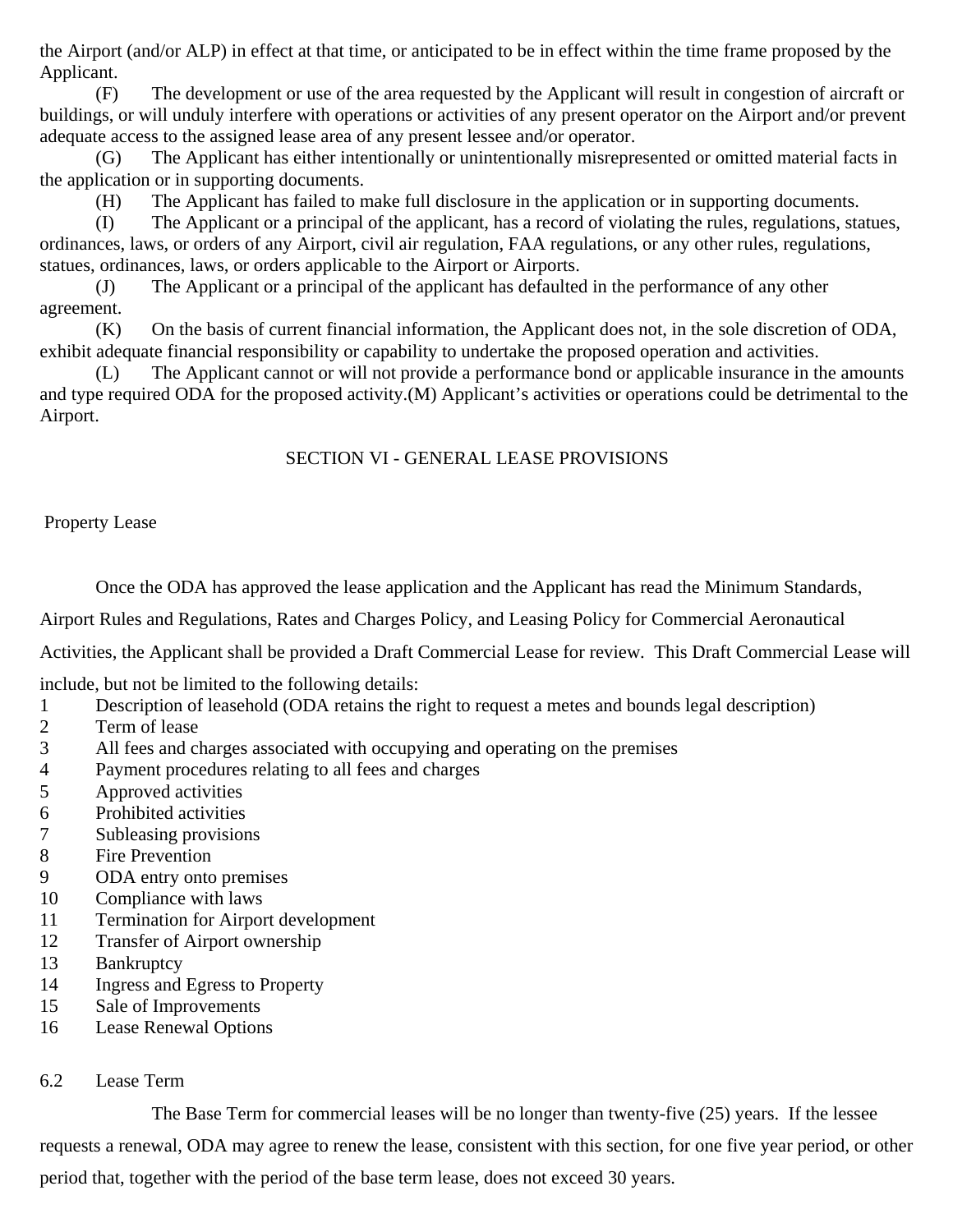the Airport (and/or ALP) in effect at that time, or anticipated to be in effect within the time frame proposed by the Applicant.

(F) The development or use of the area requested by the Applicant will result in congestion of aircraft or buildings, or will unduly interfere with operations or activities of any present operator on the Airport and/or prevent adequate access to the assigned lease area of any present lessee and/or operator.

(G) The Applicant has either intentionally or unintentionally misrepresented or omitted material facts in the application or in supporting documents.

(H) The Applicant has failed to make full disclosure in the application or in supporting documents.

(I) The Applicant or a principal of the applicant, has a record of violating the rules, regulations, statues, ordinances, laws, or orders of any Airport, civil air regulation, FAA regulations, or any other rules, regulations, statues, ordinances, laws, or orders applicable to the Airport or Airports.

(J) The Applicant or a principal of the applicant has defaulted in the performance of any other agreement.

(K) On the basis of current financial information, the Applicant does not, in the sole discretion of ODA, exhibit adequate financial responsibility or capability to undertake the proposed operation and activities.

(L) The Applicant cannot or will not provide a performance bond or applicable insurance in the amounts and type required ODA for the proposed activity.(M) Applicant's activities or operations could be detrimental to the Airport.

## SECTION VI - GENERAL LEASE PROVISIONS

Property Lease

Once the ODA has approved the lease application and the Applicant has read the Minimum Standards, Airport Rules and Regulations, Rates and Charges Policy, and Leasing Policy for Commercial Aeronautical Activities, the Applicant shall be provided a Draft Commercial Lease for review. This Draft Commercial Lease will include, but not be limited to the following details:

1. Description of leasehold (ODA retains the right to request a metes and bounds legal description)
2. Term of lease
3. All fees and charges associated with occupying and operating on the premises
4. Payment procedures relating to all fees and charges
5. Approved activities
6. Prohibited activities
7. Subleasing provisions
8. Fire Prevention
9. ODA entry onto premises
10. Compliance with laws
11. Termination for Airport development
12. Transfer of Airport ownership
13. Bankruptcy
14. Ingress and Egress to Property
15. Sale of Improvements
16. Lease Renewal Options

6.2 Lease Term

The Base Term for commercial leases will be no longer than twenty-five (25) years. If the lessee requests a renewal, ODA may agree to renew the lease, consistent with this section, for one five year period, or other period that, together with the period of the base term lease, does not exceed 30 years.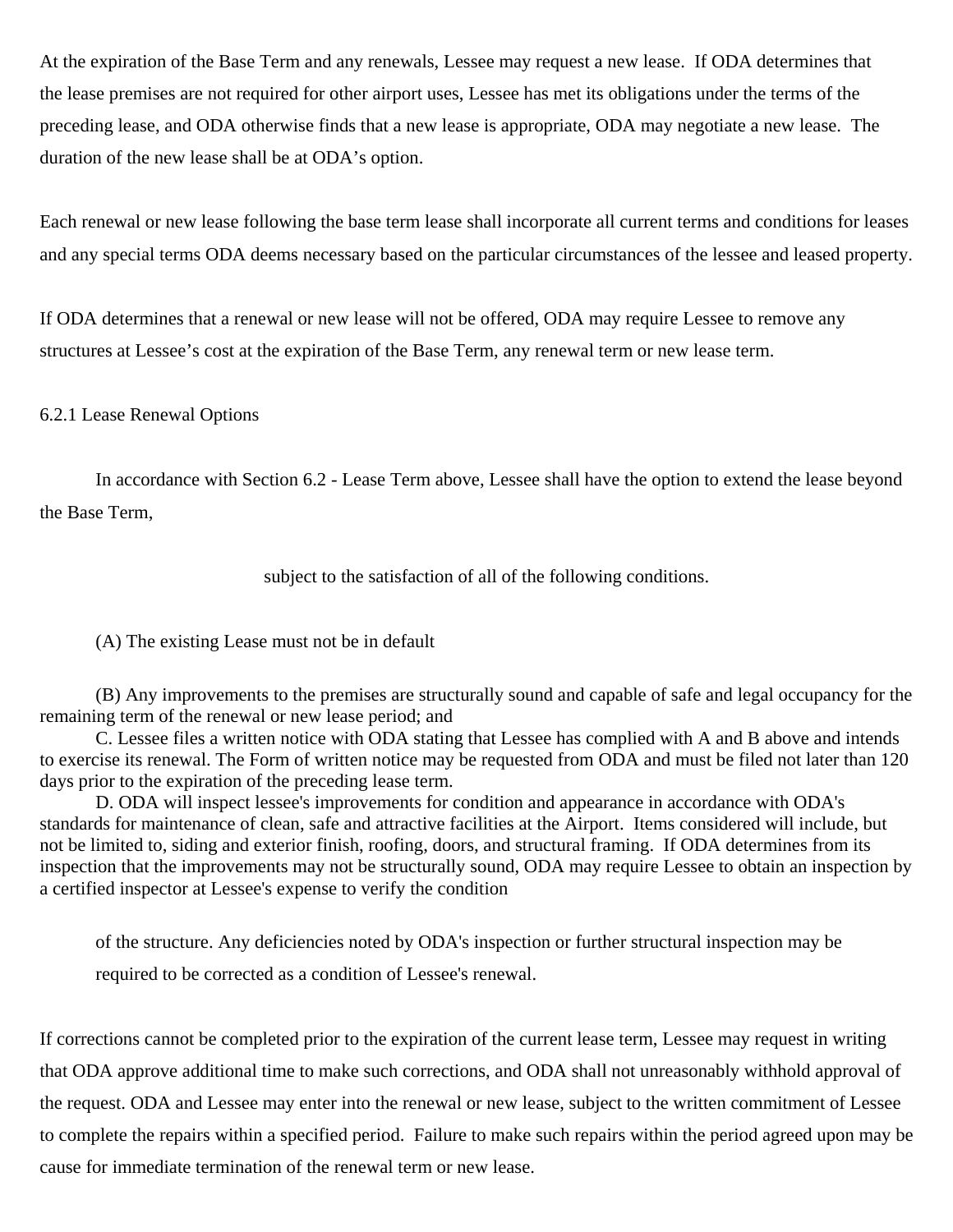At the expiration of the Base Term and any renewals, Lessee may request a new lease. If ODA determines that the lease premises are not required for other airport uses, Lessee has met its obligations under the terms of the preceding lease, and ODA otherwise finds that a new lease is appropriate, ODA may negotiate a new lease. The duration of the new lease shall be at ODA's option.

Each renewal or new lease following the base term lease shall incorporate all current terms and conditions for leases and any special terms ODA deems necessary based on the particular circumstances of the lessee and leased property.

If ODA determines that a renewal or new lease will not be offered, ODA may require Lessee to remove any structures at Lessee's cost at the expiration of the Base Term, any renewal term or new lease term.

6.2.1 Lease Renewal Options

In accordance with Section 6.2 - Lease Term above, Lessee shall have the option to extend the lease beyond the Base Term,

subject to the satisfaction of all of the following conditions.

(A) The existing Lease must not be in default

(B) Any improvements to the premises are structurally sound and capable of safe and legal occupancy for the remaining term of the renewal or new lease period; and

C. Lessee files a written notice with ODA stating that Lessee has complied with A and B above and intends to exercise its renewal. The Form of written notice may be requested from ODA and must be filed not later than 120 days prior to the expiration of the preceding lease term.

D. ODA will inspect lessee's improvements for condition and appearance in accordance with ODA's standards for maintenance of clean, safe and attractive facilities at the Airport. Items considered will include, but not be limited to, siding and exterior finish, roofing, doors, and structural framing. If ODA determines from its inspection that the improvements may not be structurally sound, ODA may require Lessee to obtain an inspection by a certified inspector at Lessee's expense to verify the condition of the structure. Any deficiencies noted by ODA's inspection or further structural inspection may be required to be corrected as a condition of Lessee's renewal.

If corrections cannot be completed prior to the expiration of the current lease term, Lessee may request in writing that ODA approve additional time to make such corrections, and ODA shall not unreasonably withhold approval of the request. ODA and Lessee may enter into the renewal or new lease, subject to the written commitment of Lessee to complete the repairs within a specified period. Failure to make such repairs within the period agreed upon may be cause for immediate termination of the renewal term or new lease.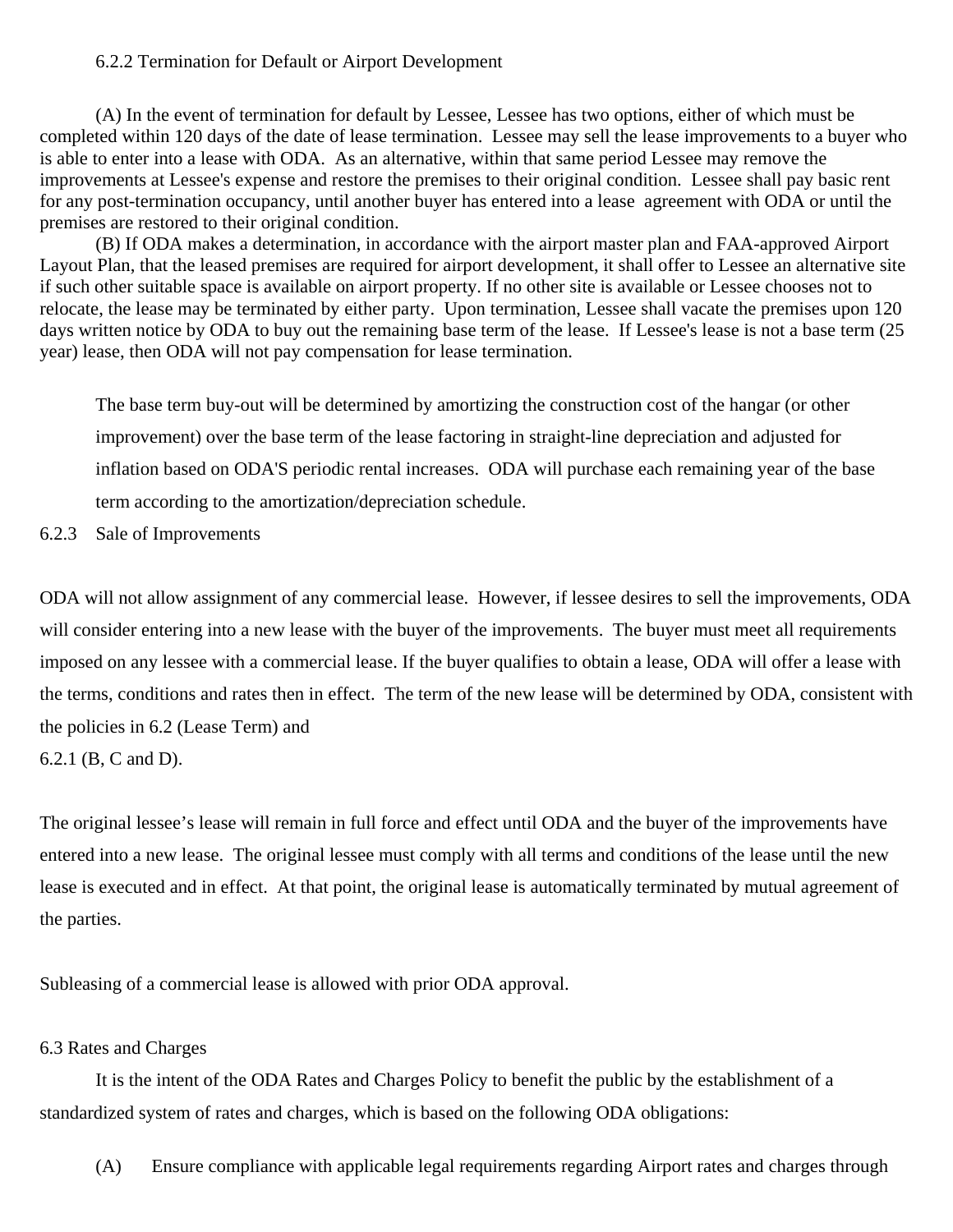### 6.2.2 Termination for Default or Airport Development

(A) In the event of termination for default by Lessee, Lessee has two options, either of which must be completed within 120 days of the date of lease termination. Lessee may sell the lease improvements to a buyer who is able to enter into a lease with ODA. As an alternative, within that same period Lessee may remove the improvements at Lessee's expense and restore the premises to their original condition. Lessee shall pay basic rent for any post-termination occupancy, until another buyer has entered into a lease agreement with ODA or until the premises are restored to their original condition.

(B) If ODA makes a determination, in accordance with the airport master plan and FAA-approved Airport Layout Plan, that the leased premises are required for airport development, it shall offer to Lessee an alternative site if such other suitable space is available on airport property. If no other site is available or Lessee chooses not to relocate, the lease may be terminated by either party. Upon termination, Lessee shall vacate the premises upon 120 days written notice by ODA to buy out the remaining base term of the lease. If Lessee's lease is not a base term (25 year) lease, then ODA will not pay compensation for lease termination.

> The base term buy-out will be determined by amortizing the construction cost of the hangar (or other improvement) over the base term of the lease factoring in straight-line depreciation and adjusted for inflation based on ODA'S periodic rental increases. ODA will purchase each remaining year of the base term according to the amortization/depreciation schedule.

### 6.2.3 Sale of Improvements

ODA will not allow assignment of any commercial lease. However, if lessee desires to sell the improvements, ODA will consider entering into a new lease with the buyer of the improvements. The buyer must meet all requirements imposed on any lessee with a commercial lease. If the buyer qualifies to obtain a lease, ODA will offer a lease with the terms, conditions and rates then in effect. The term of the new lease will be determined by ODA, consistent with the policies in 6.2 (Lease Term) and 6.2.1 (B, C and D).

The original lessee's lease will remain in full force and effect until ODA and the buyer of the improvements have entered into a new lease. The original lessee must comply with all terms and conditions of the lease until the new lease is executed and in effect. At that point, the original lease is automatically terminated by mutual agreement of the parties.

Subleasing of a commercial lease is allowed with prior ODA approval.

## 6.3 Rates and Charges

It is the intent of the ODA Rates and Charges Policy to benefit the public by the establishment of a standardized system of rates and charges, which is based on the following ODA obligations:

(A) Ensure compliance with applicable legal requirements regarding Airport rates and charges through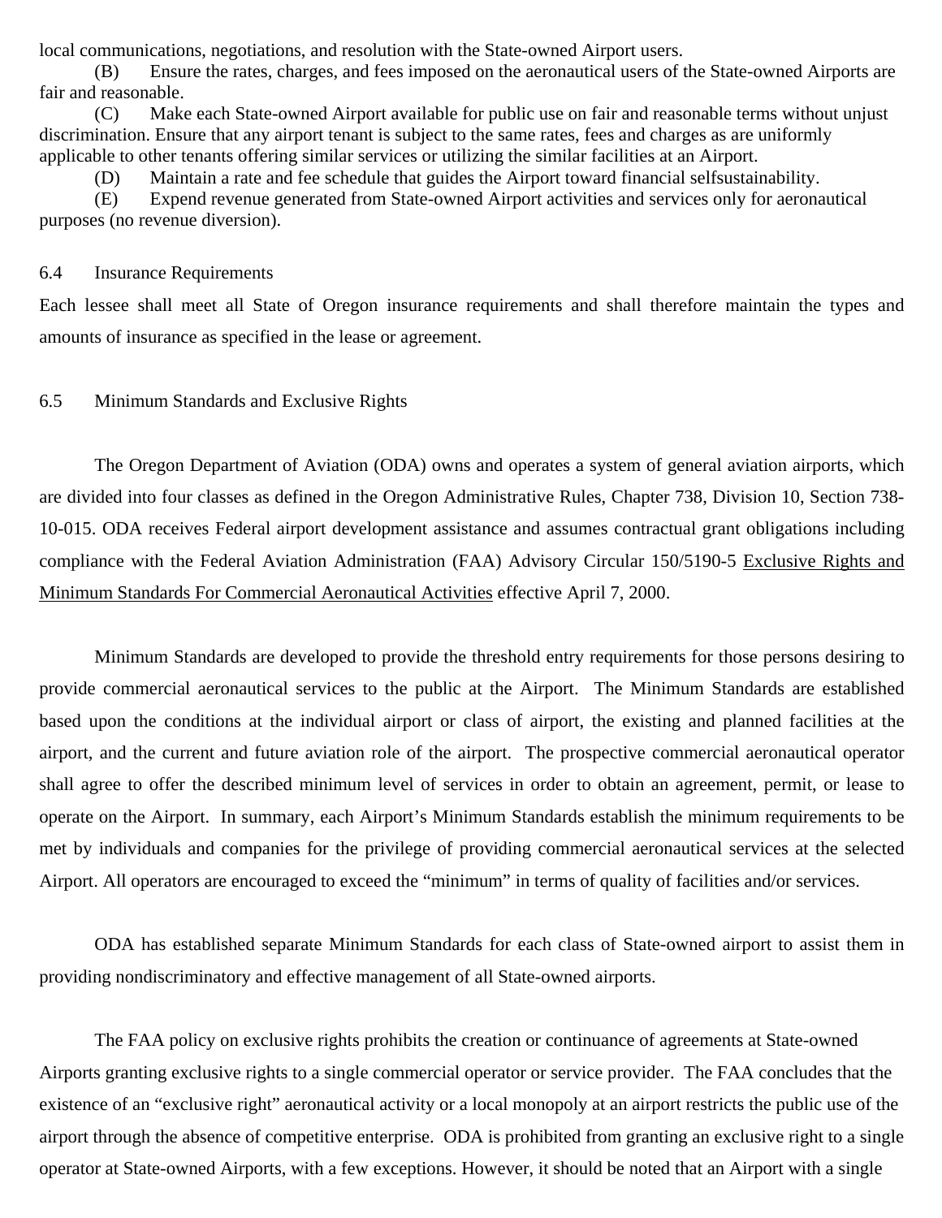local communications, negotiations, and resolution with the State-owned Airport users.

(B) Ensure the rates, charges, and fees imposed on the aeronautical users of the State-owned Airports are fair and reasonable.

(C) Make each State-owned Airport available for public use on fair and reasonable terms without unjust discrimination. Ensure that any airport tenant is subject to the same rates, fees and charges as are uniformly applicable to other tenants offering similar services or utilizing the similar facilities at an Airport.

(D) Maintain a rate and fee schedule that guides the Airport toward financial selfsustainability.

(E) Expend revenue generated from State-owned Airport activities and services only for aeronautical purposes (no revenue diversion).

## 6.4 Insurance Requirements

Each lessee shall meet all State of Oregon insurance requirements and shall therefore maintain the types and amounts of insurance as specified in the lease or agreement.

## 6.5 Minimum Standards and Exclusive Rights

The Oregon Department of Aviation (ODA) owns and operates a system of general aviation airports, which are divided into four classes as defined in the Oregon Administrative Rules, Chapter 738, Division 10, Section 738-10-015. ODA receives Federal airport development assistance and assumes contractual grant obligations including compliance with the Federal Aviation Administration (FAA) Advisory Circular 150/5190-5 Exclusive Rights and Minimum Standards For Commercial Aeronautical Activities effective April 7, 2000.

Minimum Standards are developed to provide the threshold entry requirements for those persons desiring to provide commercial aeronautical services to the public at the Airport. The Minimum Standards are established based upon the conditions at the individual airport or class of airport, the existing and planned facilities at the airport, and the current and future aviation role of the airport. The prospective commercial aeronautical operator shall agree to offer the described minimum level of services in order to obtain an agreement, permit, or lease to operate on the Airport. In summary, each Airport's Minimum Standards establish the minimum requirements to be met by individuals and companies for the privilege of providing commercial aeronautical services at the selected Airport. All operators are encouraged to exceed the "minimum" in terms of quality of facilities and/or services.

ODA has established separate Minimum Standards for each class of State-owned airport to assist them in providing nondiscriminatory and effective management of all State-owned airports.

The FAA policy on exclusive rights prohibits the creation or continuance of agreements at State-owned Airports granting exclusive rights to a single commercial operator or service provider. The FAA concludes that the existence of an "exclusive right" aeronautical activity or a local monopoly at an airport restricts the public use of the airport through the absence of competitive enterprise. ODA is prohibited from granting an exclusive right to a single operator at State-owned Airports, with a few exceptions. However, it should be noted that an Airport with a single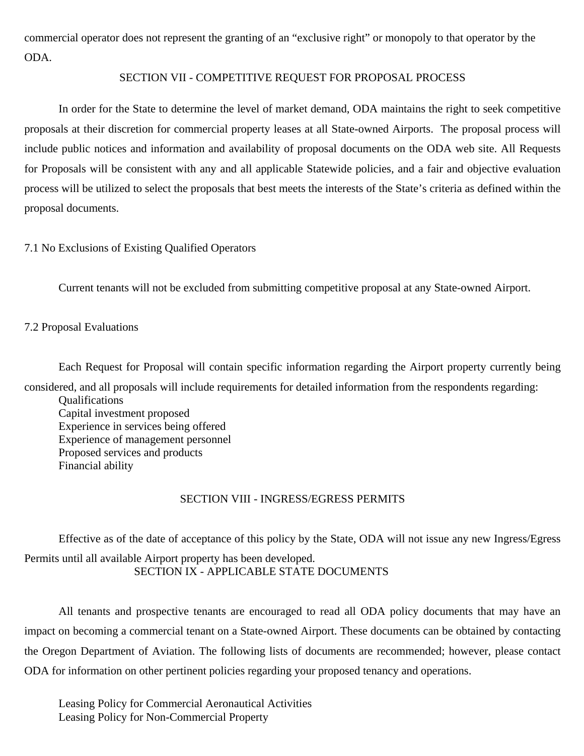commercial operator does not represent the granting of an "exclusive right" or monopoly to that operator by the ODA.

## SECTION VII - COMPETITIVE REQUEST FOR PROPOSAL PROCESS

In order for the State to determine the level of market demand, ODA maintains the right to seek competitive proposals at their discretion for commercial property leases at all State-owned Airports. The proposal process will include public notices and information and availability of proposal documents on the ODA web site. All Requests for Proposals will be consistent with any and all applicable Statewide policies, and a fair and objective evaluation process will be utilized to select the proposals that best meets the interests of the State's criteria as defined within the proposal documents.

### 7.1 No Exclusions of Existing Qualified Operators

Current tenants will not be excluded from submitting competitive proposal at any State-owned Airport.

### 7.2 Proposal Evaluations

Each Request for Proposal will contain specific information regarding the Airport property currently being considered, and all proposals will include requirements for detailed information from the respondents regarding:

Qualifications
Capital investment proposed
Experience in services being offered
Experience of management personnel
Proposed services and products
Financial ability

## SECTION VIII - INGRESS/EGRESS PERMITS

Effective as of the date of acceptance of this policy by the State, ODA will not issue any new Ingress/Egress Permits until all available Airport property has been developed.

## SECTION IX - APPLICABLE STATE DOCUMENTS

All tenants and prospective tenants are encouraged to read all ODA policy documents that may have an impact on becoming a commercial tenant on a State-owned Airport. These documents can be obtained by contacting the Oregon Department of Aviation. The following lists of documents are recommended; however, please contact ODA for information on other pertinent policies regarding your proposed tenancy and operations.

Leasing Policy for Commercial Aeronautical Activities
Leasing Policy for Non-Commercial Property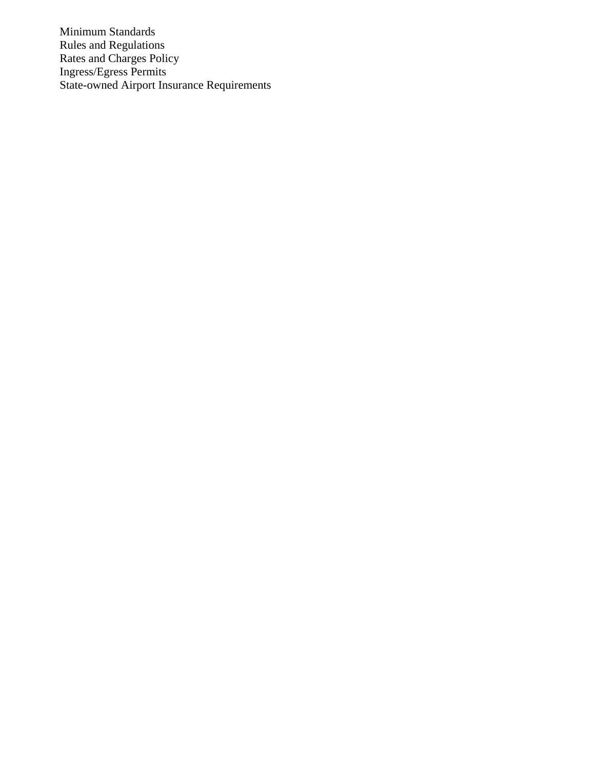Minimum Standards
Rules and Regulations
Rates and Charges Policy
Ingress/Egress Permits
State-owned Airport Insurance Requirements